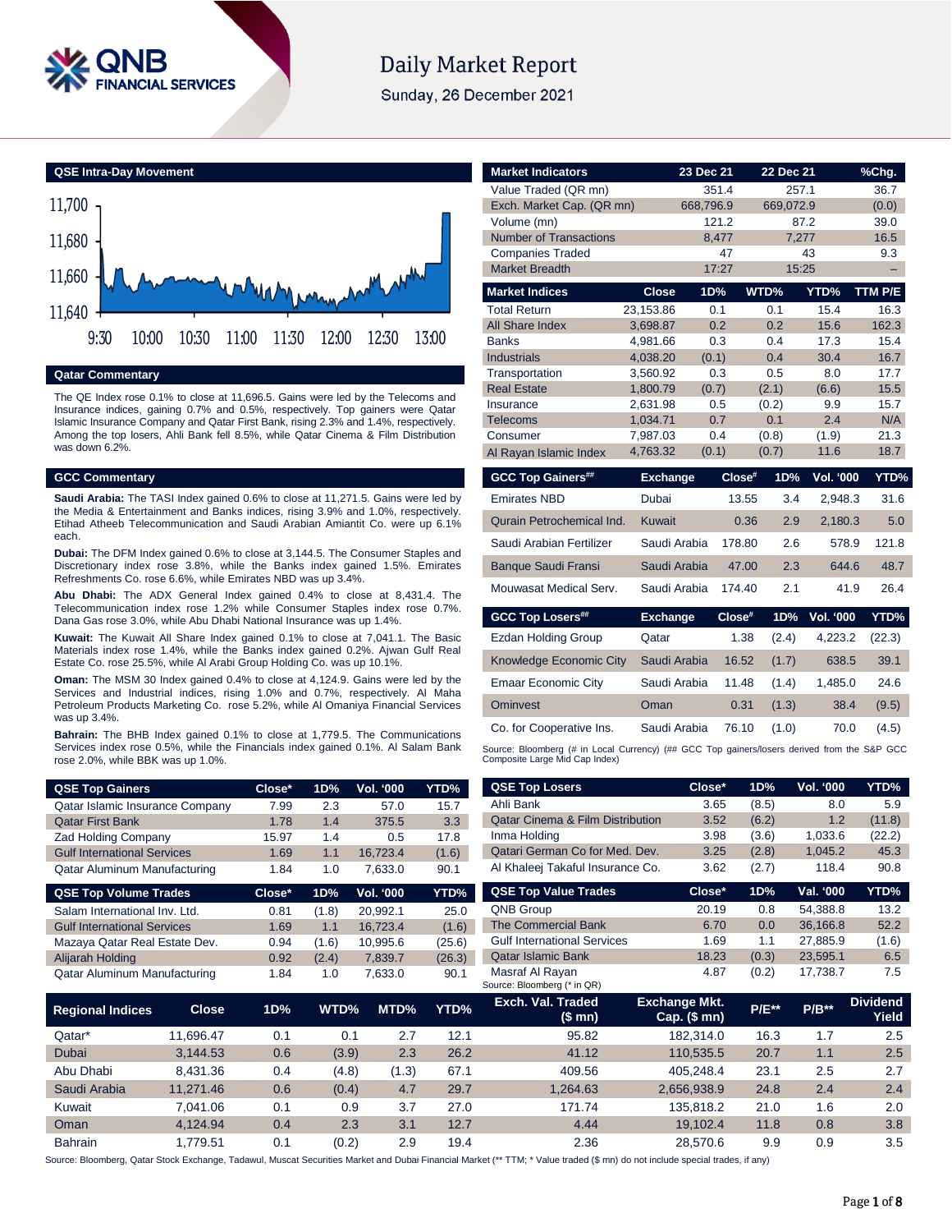# Daily Market Report

Sunday, 26 December 2021

## QSE Intra-Day Movement

## Qatar Commentary

The QE Index rose 0.1% to close at 11,696.5. Gains were led by the Telecoms and Insurance indices, gaining 0.7% and 0.5%, respectively. Top gainers were Qatar Islamic Insurance Company and Qatar First Bank, rising 2.3% and 1.4%, respectively. Among the top losers, Ahli Bank fell 8.5%, while Qatar Cinema & Film Distribution was down 6.2%.

## GCC Commentary

**Saudi Arabia:** The TASI Index gained 0.6% to close at 11,271.5. Gains were led by the Media & Entertainment and Banks indices, rising 3.9% and 1.0%, respectively. Etihad Atheeb Telecommunication and Saudi Arabian Amiantit Co. were up 6.1% each.

**Dubai:** The DFM Index gained 0.6% to close at 3,144.5. The Consumer Staples and Discretionary index rose 3.8%, while the Banks index gained 1.5%. Emirates Refreshments Co. rose 6.6%, while Emirates NBD was up 3.4%.

**Abu Dhabi:** The ADX General Index gained 0.4% to close at 8,431.4. The Telecommunication index rose 1.2% while Consumer Staples index rose 0.7%. Dana Gas rose 3.0%, while Abu Dhabi National Insurance was up 1.4%.

**Kuwait:** The Kuwait All Share Index gained 0.1% to close at 7,041.1. The Basic Materials index rose 1.4%, while the Banks index gained 0.2%. Ajwan Gulf Real Estate Co. rose 25.5%, while Al Arabi Group Holding Co. was up 10.1%.

**Oman:** The MSM 30 Index gained 0.4% to close at 4,124.9. Gains were led by the Services and Industrial indices, rising 1.0% and 0.7%, respectively. Al Maha Petroleum Products Marketing Co. rose 5.2%, while Al Omaniya Financial Services was up 3.4%.

**Bahrain:** The BHB Index gained 0.1% to close at 1,779.5. The Communications Services index rose 0.5%, while the Financials index gained 0.1%. Al Salam Bank rose 2.0%, while BBK was up 1.0%.

| Market Indicators | 23 Dec 21 | 22 Dec 21 | %Chg. |
|---|---|---|---|
| Value Traded (QR mn) | 351.4 | 257.1 | 36.7 |
| Exch. Market Cap. (QR mn) | 668,796.9 | 669,072.9 | (0.0) |
| Volume (mn) | 121.2 | 87.2 | 39.0 |
| Number of Transactions | 8,477 | 7,277 | 16.5 |
| Companies Traded | 47 | 43 | 9.3 |
| Market Breadth | 17:27 | 15:25 | – |

| Market Indices | Close | 1D% | WTD% | YTD% | TTM P/E |
|---|---|---|---|---|---|
| Total Return | 23,153.86 | 0.1 | 0.1 | 15.4 | 16.3 |
| All Share Index | 3,698.87 | 0.2 | 0.2 | 15.6 | 162.3 |
| Banks | 4,981.66 | 0.3 | 0.4 | 17.3 | 15.4 |
| Industrials | 4,038.20 | (0.1) | 0.4 | 30.4 | 16.7 |
| Transportation | 3,560.92 | 0.3 | 0.5 | 8.0 | 17.7 |
| Real Estate | 1,800.79 | (0.7) | (2.1) | (6.6) | 15.5 |
| Insurance | 2,631.98 | 0.5 | (0.2) | 9.9 | 15.7 |
| Telecoms | 1,034.71 | 0.7 | 0.1 | 2.4 | N/A |
| Consumer | 7,987.03 | 0.4 | (0.8) | (1.9) | 21.3 |
| Al Rayan Islamic Index | 4,763.32 | (0.1) | (0.7) | 11.6 | 18.7 |

| GCC Top Gainers## | Exchange | Close# | 1D% | Vol. '000 | YTD% |
|---|---|---|---|---|---|
| Emirates NBD | Dubai | 13.55 | 3.4 | 2,948.3 | 31.6 |
| Qurain Petrochemical Ind. | Kuwait | 0.36 | 2.9 | 2,180.3 | 5.0 |
| Saudi Arabian Fertilizer | Saudi Arabia | 178.80 | 2.6 | 578.9 | 121.8 |
| Banque Saudi Fransi | Saudi Arabia | 47.00 | 2.3 | 644.6 | 48.7 |
| Mouwasat Medical Serv. | Saudi Arabia | 174.40 | 2.1 | 41.9 | 26.4 |

| GCC Top Losers## | Exchange | Close# | 1D% | Vol. '000 | YTD% |
|---|---|---|---|---|---|
| Ezdan Holding Group | Qatar | 1.38 | (2.4) | 4,223.2 | (22.3) |
| Knowledge Economic City | Saudi Arabia | 16.52 | (1.7) | 638.5 | 39.1 |
| Emaar Economic City | Saudi Arabia | 11.48 | (1.4) | 1,485.0 | 24.6 |
| Ominvest | Oman | 0.31 | (1.3) | 38.4 | (9.5) |
| Co. for Cooperative Ins. | Saudi Arabia | 76.10 | (1.0) | 70.0 | (4.5) |

Source: Bloomberg (# in Local Currency) (## GCC Top gainers/losers derived from the S&P GCC Composite Large Mid Cap Index)

| QSE Top Gainers | Close* | 1D% | Vol. '000 | YTD% |
|---|---|---|---|---|
| Qatar Islamic Insurance Company | 7.99 | 2.3 | 57.0 | 15.7 |
| Qatar First Bank | 1.78 | 1.4 | 375.5 | 3.3 |
| Zad Holding Company | 15.97 | 1.4 | 0.5 | 17.8 |
| Gulf International Services | 1.69 | 1.1 | 16,723.4 | (1.6) |
| Qatar Aluminum Manufacturing | 1.84 | 1.0 | 7,633.0 | 90.1 |

| QSE Top Volume Trades | Close* | 1D% | Vol. '000 | YTD% |
|---|---|---|---|---|
| Salam International Inv. Ltd. | 0.81 | (1.8) | 20,992.1 | 25.0 |
| Gulf International Services | 1.69 | 1.1 | 16,723.4 | (1.6) |
| Mazaya Qatar Real Estate Dev. | 0.94 | (1.6) | 10,995.6 | (25.6) |
| Alijarah Holding | 0.92 | (2.4) | 7,839.7 | (26.3) |
| Qatar Aluminum Manufacturing | 1.84 | 1.0 | 7,633.0 | 90.1 |

| QSE Top Losers | Close* | 1D% | Vol. '000 | YTD% |
|---|---|---|---|---|
| Ahli Bank | 3.65 | (8.5) | 8.0 | 5.9 |
| Qatar Cinema & Film Distribution | 3.52 | (6.2) | 1.2 | (11.8) |
| Inma Holding | 3.98 | (3.6) | 1,033.6 | (22.2) |
| Qatari German Co for Med. Dev. | 3.25 | (2.8) | 1,045.2 | 45.3 |
| Al Khaleej Takaful Insurance Co. | 3.62 | (2.7) | 118.4 | 90.8 |

| QSE Top Value Trades | Close* | 1D% | Val. '000 | YTD% |
|---|---|---|---|---|
| QNB Group | 20.19 | 0.8 | 54,388.8 | 13.2 |
| The Commercial Bank | 6.70 | 0.0 | 36,166.8 | 52.2 |
| Gulf International Services | 1.69 | 1.1 | 27,885.9 | (1.6) |
| Qatar Islamic Bank | 18.23 | (0.3) | 23,595.1 | 6.5 |
| Masraf Al Rayan | 4.87 | (0.2) | 17,738.7 | 7.5 |

Source: Bloomberg (* in QR)

| Regional Indices | Close | 1D% | WTD% | MTD% | YTD% | Exch. Val. Traded ($ mn) | Exchange Mkt. Cap. ($ mn) | P/E** | P/B** | Dividend Yield |
|---|---|---|---|---|---|---|---|---|---|---|
| Qatar* | 11,696.47 | 0.1 | 0.1 | 2.7 | 12.1 | 95.82 | 182,314.0 | 16.3 | 1.7 | 2.5 |
| Dubai | 3,144.53 | 0.6 | (3.9) | 2.3 | 26.2 | 41.12 | 110,535.5 | 20.7 | 1.1 | 2.5 |
| Abu Dhabi | 8,431.36 | 0.4 | (4.8) | (1.3) | 67.1 | 409.56 | 405,248.4 | 23.1 | 2.5 | 2.7 |
| Saudi Arabia | 11,271.46 | 0.6 | (0.4) | 4.7 | 29.7 | 1,264.63 | 2,656,938.9 | 24.8 | 2.4 | 2.4 |
| Kuwait | 7,041.06 | 0.1 | 0.9 | 3.7 | 27.0 | 171.74 | 135,818.2 | 21.0 | 1.6 | 2.0 |
| Oman | 4,124.94 | 0.4 | 2.3 | 3.1 | 12.7 | 4.44 | 19,102.4 | 11.8 | 0.8 | 3.8 |
| Bahrain | 1,779.51 | 0.1 | (0.2) | 2.9 | 19.4 | 2.36 | 28,570.6 | 9.9 | 0.9 | 3.5 |

Source: Bloomberg, Qatar Stock Exchange, Tadawul, Muscat Securities Market and Dubai Financial Market (** TTM; * Value traded ($ mn) do not include special trades, if any)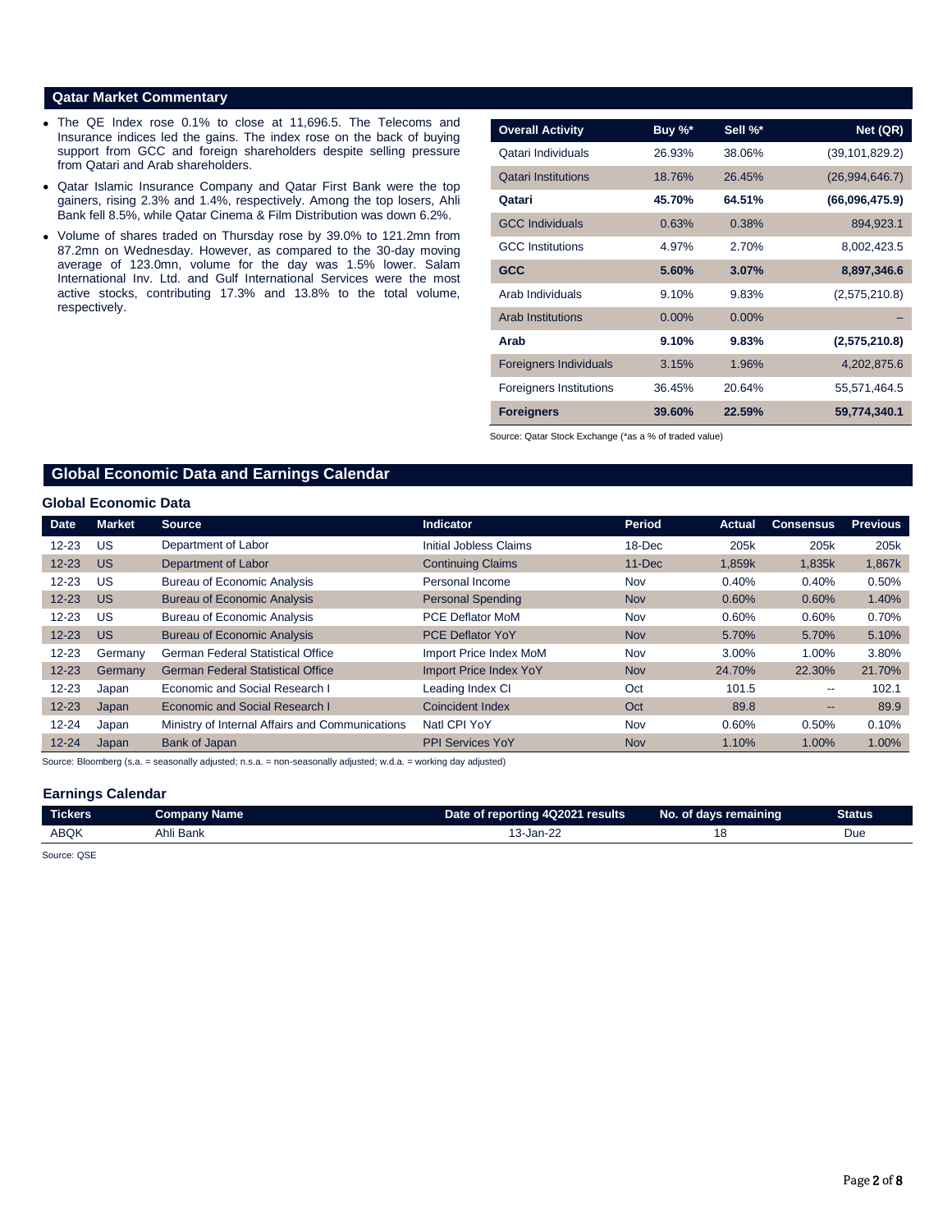## Qatar Market Commentary

- The QE Index rose 0.1% to close at 11,696.5. The Telecoms and Insurance indices led the gains. The index rose on the back of buying support from GCC and foreign shareholders despite selling pressure from Qatari and Arab shareholders.
- Qatar Islamic Insurance Company and Qatar First Bank were the top gainers, rising 2.3% and 1.4%, respectively. Among the top losers, Ahli Bank fell 8.5%, while Qatar Cinema & Film Distribution was down 6.2%.
- Volume of shares traded on Thursday rose by 39.0% to 121.2mn from 87.2mn on Wednesday. However, as compared to the 30-day moving average of 123.0mn, volume for the day was 1.5% lower. Salam International Inv. Ltd. and Gulf International Services were the most active stocks, contributing 17.3% and 13.8% to the total volume, respectively.

| Overall Activity | Buy %* | Sell %* | Net (QR) |
|---|---|---|---|
| Qatari Individuals | 26.93% | 38.06% | (39,101,829.2) |
| Qatari Institutions | 18.76% | 26.45% | (26,994,646.7) |
| **Qatari** | **45.70%** | **64.51%** | **(66,096,475.9)** |
| GCC Individuals | 0.63% | 0.38% | 894,923.1 |
| GCC Institutions | 4.97% | 2.70% | 8,002,423.5 |
| **GCC** | **5.60%** | **3.07%** | **8,897,346.6** |
| Arab Individuals | 9.10% | 9.83% | (2,575,210.8) |
| Arab Institutions | 0.00% | 0.00% | – |
| **Arab** | **9.10%** | **9.83%** | **(2,575,210.8)** |
| Foreigners Individuals | 3.15% | 1.96% | 4,202,875.6 |
| Foreigners Institutions | 36.45% | 20.64% | 55,571,464.5 |
| **Foreigners** | **39.60%** | **22.59%** | **59,774,340.1** |

Source: Qatar Stock Exchange (*as a % of traded value)

## Global Economic Data and Earnings Calendar

### Global Economic Data

| Date | Market | Source | Indicator | Period | Actual | Consensus | Previous |
|---|---|---|---|---|---|---|---|
| 12-23 | US | Department of Labor | Initial Jobless Claims | 18-Dec | 205k | 205k | 205k |
| 12-23 | US | Department of Labor | Continuing Claims | 11-Dec | 1,859k | 1,835k | 1,867k |
| 12-23 | US | Bureau of Economic Analysis | Personal Income | Nov | 0.40% | 0.40% | 0.50% |
| 12-23 | US | Bureau of Economic Analysis | Personal Spending | Nov | 0.60% | 0.60% | 1.40% |
| 12-23 | US | Bureau of Economic Analysis | PCE Deflator MoM | Nov | 0.60% | 0.60% | 0.70% |
| 12-23 | US | Bureau of Economic Analysis | PCE Deflator YoY | Nov | 5.70% | 5.70% | 5.10% |
| 12-23 | Germany | German Federal Statistical Office | Import Price Index MoM | Nov | 3.00% | 1.00% | 3.80% |
| 12-23 | Germany | German Federal Statistical Office | Import Price Index YoY | Nov | 24.70% | 22.30% | 21.70% |
| 12-23 | Japan | Economic and Social Research I | Leading Index CI | Oct | 101.5 | -- | 102.1 |
| 12-23 | Japan | Economic and Social Research I | Coincident Index | Oct | 89.8 | -- | 89.9 |
| 12-24 | Japan | Ministry of Internal Affairs and Communications | Natl CPI YoY | Nov | 0.60% | 0.50% | 0.10% |
| 12-24 | Japan | Bank of Japan | PPI Services YoY | Nov | 1.10% | 1.00% | 1.00% |

Source: Bloomberg (s.a. = seasonally adjusted; n.s.a. = non-seasonally adjusted; w.d.a. = working day adjusted)

### Earnings Calendar

| Tickers | Company Name | Date of reporting 4Q2021 results | No. of days remaining | Status |
|---|---|---|---|---|
| ABQK | Ahli Bank | 13-Jan-22 | 18 | Due |

Source: QSE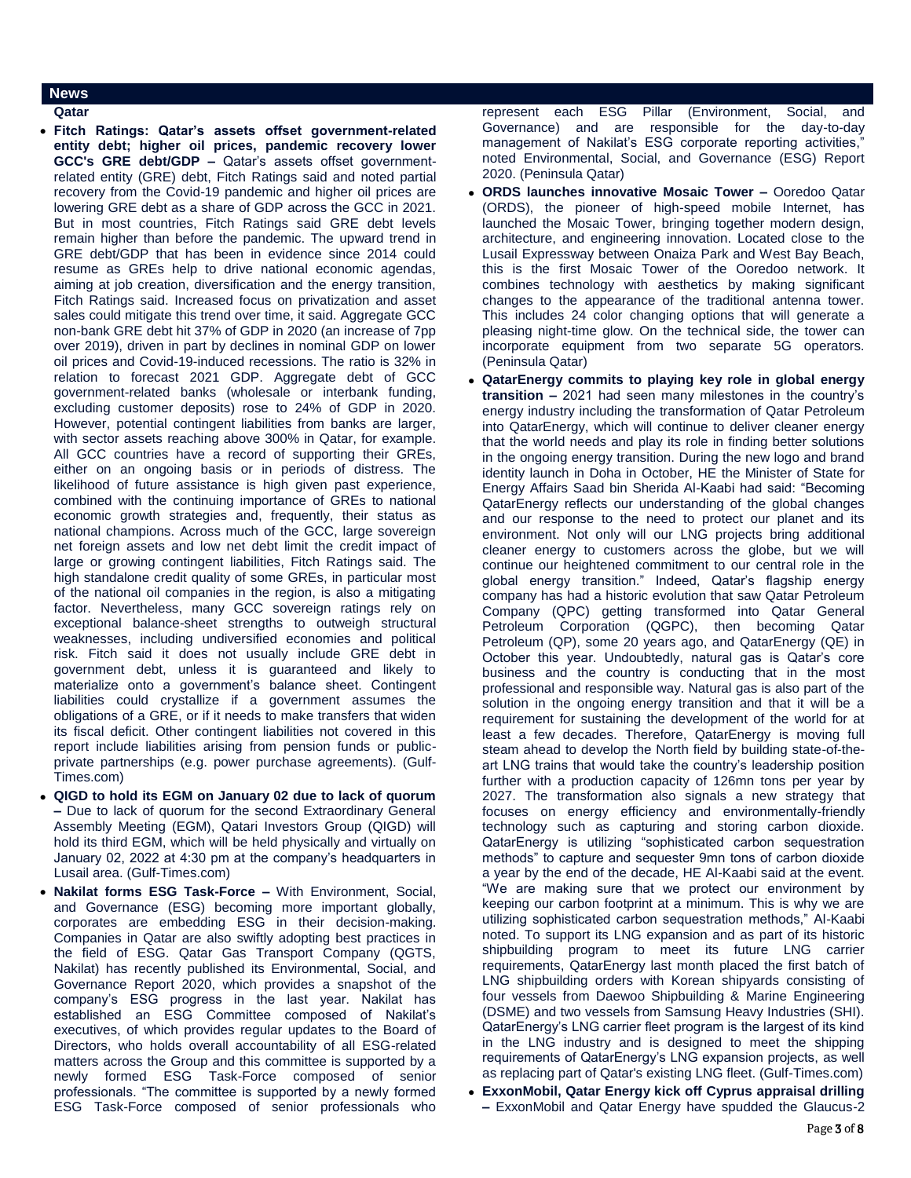## News

### Qatar

- **Fitch Ratings: Qatar's assets offset government-related entity debt; higher oil prices, pandemic recovery lower GCC's GRE debt/GDP –** Qatar's assets offset government-related entity (GRE) debt, Fitch Ratings said and noted partial recovery from the Covid-19 pandemic and higher oil prices are lowering GRE debt as a share of GDP across the GCC in 2021. But in most countries, Fitch Ratings said GRE debt levels remain higher than before the pandemic. The upward trend in GRE debt/GDP that has been in evidence since 2014 could resume as GREs help to drive national economic agendas, aiming at job creation, diversification and the energy transition, Fitch Ratings said. Increased focus on privatization and asset sales could mitigate this trend over time, it said. Aggregate GCC non-bank GRE debt hit 37% of GDP in 2020 (an increase of 7pp over 2019), driven in part by declines in nominal GDP on lower oil prices and Covid-19-induced recessions. The ratio is 32% in relation to forecast 2021 GDP. Aggregate debt of GCC government-related banks (wholesale or interbank funding, excluding customer deposits) rose to 24% of GDP in 2020. However, potential contingent liabilities from banks are larger, with sector assets reaching above 300% in Qatar, for example. All GCC countries have a record of supporting their GREs, either on an ongoing basis or in periods of distress. The likelihood of future assistance is high given past experience, combined with the continuing importance of GREs to national economic growth strategies and, frequently, their status as national champions. Across much of the GCC, large sovereign net foreign assets and low net debt limit the credit impact of large or growing contingent liabilities, Fitch Ratings said. The high standalone credit quality of some GREs, in particular most of the national oil companies in the region, is also a mitigating factor. Nevertheless, many GCC sovereign ratings rely on exceptional balance-sheet strengths to outweigh structural weaknesses, including undiversified economies and political risk. Fitch said it does not usually include GRE debt in government debt, unless it is guaranteed and likely to materialize onto a government's balance sheet. Contingent liabilities could crystallize if a government assumes the obligations of a GRE, or if it needs to make transfers that widen its fiscal deficit. Other contingent liabilities not covered in this report include liabilities arising from pension funds or public-private partnerships (e.g. power purchase agreements). (Gulf-Times.com)
- **QIGD to hold its EGM on January 02 due to lack of quorum –** Due to lack of quorum for the second Extraordinary General Assembly Meeting (EGM), Qatari Investors Group (QIGD) will hold its third EGM, which will be held physically and virtually on January 02, 2022 at 4:30 pm at the company's headquarters in Lusail area. (Gulf-Times.com)
- **Nakilat forms ESG Task-Force –** With Environment, Social, and Governance (ESG) becoming more important globally, corporates are embedding ESG in their decision-making. Companies in Qatar are also swiftly adopting best practices in the field of ESG. Qatar Gas Transport Company (QGTS, Nakilat) has recently published its Environmental, Social, and Governance Report 2020, which provides a snapshot of the company's ESG progress in the last year. Nakilat has established an ESG Committee composed of Nakilat's executives, of which provides regular updates to the Board of Directors, who holds overall accountability of all ESG-related matters across the Group and this committee is supported by a newly formed ESG Task-Force composed of senior professionals. "The committee is supported by a newly formed ESG Task-Force composed of senior professionals who represent each ESG Pillar (Environment, Social, and Governance) and are responsible for the day-to-day management of Nakilat's ESG corporate reporting activities," noted Environmental, Social, and Governance (ESG) Report 2020. (Peninsula Qatar)
- **ORDS launches innovative Mosaic Tower –** Ooredoo Qatar (ORDS), the pioneer of high-speed mobile Internet, has launched the Mosaic Tower, bringing together modern design, architecture, and engineering innovation. Located close to the Lusail Expressway between Onaiza Park and West Bay Beach, this is the first Mosaic Tower of the Ooredoo network. It combines technology with aesthetics by making significant changes to the appearance of the traditional antenna tower. This includes 24 color changing options that will generate a pleasing night-time glow. On the technical side, the tower can incorporate equipment from two separate 5G operators. (Peninsula Qatar)
- **QatarEnergy commits to playing key role in global energy transition –** 2021 had seen many milestones in the country's energy industry including the transformation of Qatar Petroleum into QatarEnergy, which will continue to deliver cleaner energy that the world needs and play its role in finding better solutions in the ongoing energy transition. During the new logo and brand identity launch in Doha in October, HE the Minister of State for Energy Affairs Saad bin Sherida Al-Kaabi had said: "Becoming QatarEnergy reflects our understanding of the global changes and our response to the need to protect our planet and its environment. Not only will our LNG projects bring additional cleaner energy to customers across the globe, but we will continue our heightened commitment to our central role in the global energy transition." Indeed, Qatar's flagship energy company has had a historic evolution that saw Qatar Petroleum Company (QPC) getting transformed into Qatar General Petroleum Corporation (QGPC), then becoming Qatar Petroleum (QP), some 20 years ago, and QatarEnergy (QE) in October this year. Undoubtedly, natural gas is Qatar's core business and the country is conducting that in the most professional and responsible way. Natural gas is also part of the solution in the ongoing energy transition and that it will be a requirement for sustaining the development of the world for at least a few decades. Therefore, QatarEnergy is moving full steam ahead to develop the North field by building state-of-the-art LNG trains that would take the country's leadership position further with a production capacity of 126mn tons per year by 2027. The transformation also signals a new strategy that focuses on energy efficiency and environmentally-friendly technology such as capturing and storing carbon dioxide. QatarEnergy is utilizing "sophisticated carbon sequestration methods" to capture and sequester 9mn tons of carbon dioxide a year by the end of the decade, HE Al-Kaabi said at the event. "We are making sure that we protect our environment by keeping our carbon footprint at a minimum. This is why we are utilizing sophisticated carbon sequestration methods," Al-Kaabi noted. To support its LNG expansion and as part of its historic shipbuilding program to meet its future LNG carrier requirements, QatarEnergy last month placed the first batch of LNG shipbuilding orders with Korean shipyards consisting of four vessels from Daewoo Shipbuilding & Marine Engineering (DSME) and two vessels from Samsung Heavy Industries (SHI). QatarEnergy's LNG carrier fleet program is the largest of its kind in the LNG industry and is designed to meet the shipping requirements of QatarEnergy's LNG expansion projects, as well as replacing part of Qatar's existing LNG fleet. (Gulf-Times.com)
- **ExxonMobil, Qatar Energy kick off Cyprus appraisal drilling –** ExxonMobil and Qatar Energy have spudded the Glaucus-2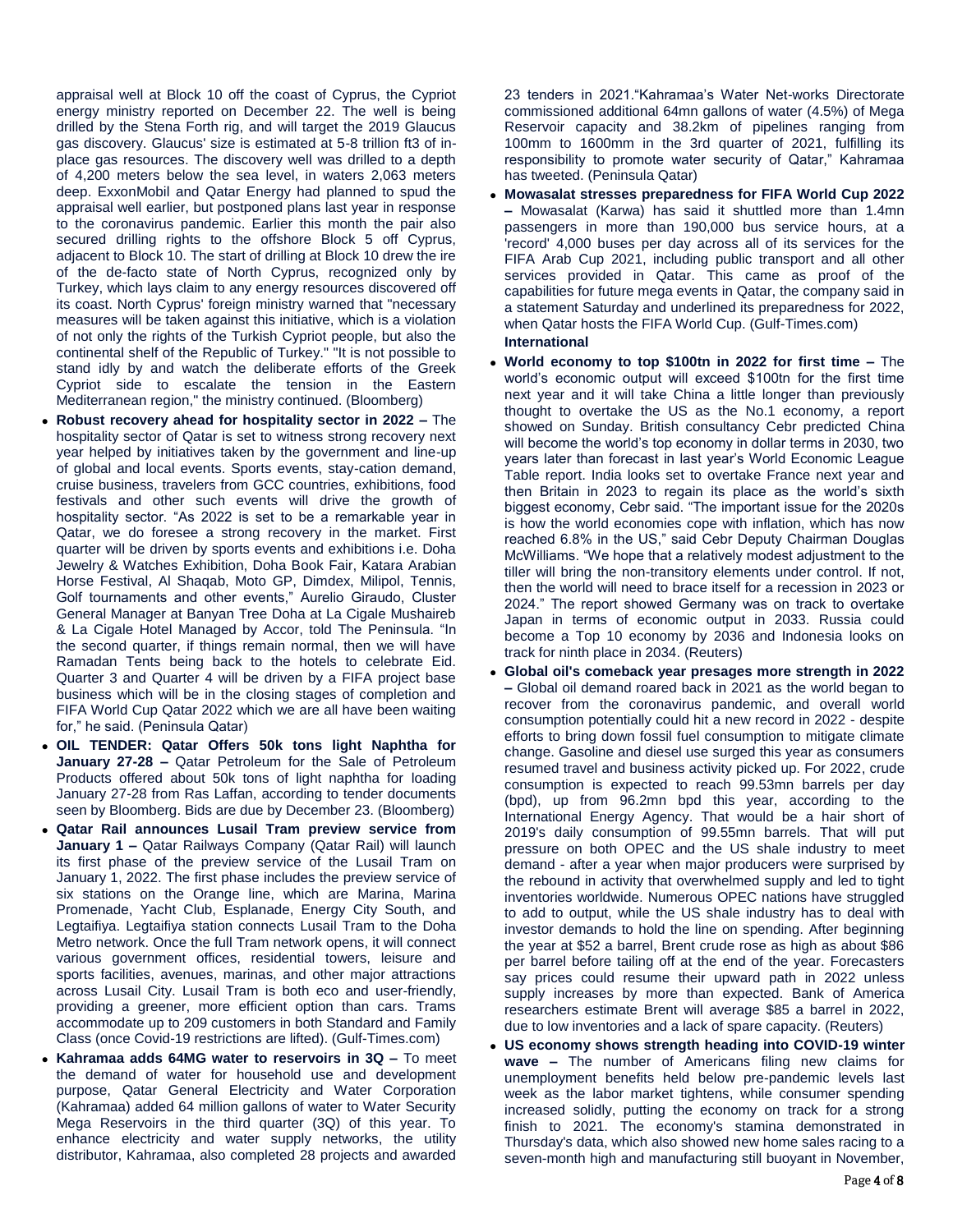appraisal well at Block 10 off the coast of Cyprus, the Cypriot energy ministry reported on December 22. The well is being drilled by the Stena Forth rig, and will target the 2019 Glaucus gas discovery. Glaucus' size is estimated at 5-8 trillion ft3 of in-place gas resources. The discovery well was drilled to a depth of 4,200 meters below the sea level, in waters 2,063 meters deep. ExxonMobil and Qatar Energy had planned to spud the appraisal well earlier, but postponed plans last year in response to the coronavirus pandemic. Earlier this month the pair also secured drilling rights to the offshore Block 5 off Cyprus, adjacent to Block 10. The start of drilling at Block 10 drew the ire of the de-facto state of North Cyprus, recognized only by Turkey, which lays claim to any energy resources discovered off its coast. North Cyprus' foreign ministry warned that "necessary measures will be taken against this initiative, which is a violation of not only the rights of the Turkish Cypriot people, but also the continental shelf of the Republic of Turkey." "It is not possible to stand idly by and watch the deliberate efforts of the Greek Cypriot side to escalate the tension in the Eastern Mediterranean region," the ministry continued. (Bloomberg)

- **Robust recovery ahead for hospitality sector in 2022 –** The hospitality sector of Qatar is set to witness strong recovery next year helped by initiatives taken by the government and line-up of global and local events. Sports events, stay-cation demand, cruise business, travelers from GCC countries, exhibitions, food festivals and other such events will drive the growth of hospitality sector. "As 2022 is set to be a remarkable year in Qatar, we do foresee a strong recovery in the market. First quarter will be driven by sports events and exhibitions i.e. Doha Jewelry & Watches Exhibition, Doha Book Fair, Katara Arabian Horse Festival, Al Shaqab, Moto GP, Dimdex, Milipol, Tennis, Golf tournaments and other events," Aurelio Giraudo, Cluster General Manager at Banyan Tree Doha at La Cigale Mushaireb & La Cigale Hotel Managed by Accor, told The Peninsula. "In the second quarter, if things remain normal, then we will have Ramadan Tents being back to the hotels to celebrate Eid. Quarter 3 and Quarter 4 will be driven by a FIFA project base business which will be in the closing stages of completion and FIFA World Cup Qatar 2022 which we are all have been waiting for," he said. (Peninsula Qatar)
- **OIL TENDER: Qatar Offers 50k tons light Naphtha for January 27-28 –** Qatar Petroleum for the Sale of Petroleum Products offered about 50k tons of light naphtha for loading January 27-28 from Ras Laffan, according to tender documents seen by Bloomberg. Bids are due by December 23. (Bloomberg)
- **Qatar Rail announces Lusail Tram preview service from January 1 –** Qatar Railways Company (Qatar Rail) will launch its first phase of the preview service of the Lusail Tram on January 1, 2022. The first phase includes the preview service of six stations on the Orange line, which are Marina, Marina Promenade, Yacht Club, Esplanade, Energy City South, and Legtaifiya. Legtaifiya station connects Lusail Tram to the Doha Metro network. Once the full Tram network opens, it will connect various government offices, residential towers, leisure and sports facilities, avenues, marinas, and other major attractions across Lusail City. Lusail Tram is both eco and user-friendly, providing a greener, more efficient option than cars. Trams accommodate up to 209 customers in both Standard and Family Class (once Covid-19 restrictions are lifted). (Gulf-Times.com)
- **Kahramaa adds 64MG water to reservoirs in 3Q –** To meet the demand of water for household use and development purpose, Qatar General Electricity and Water Corporation (Kahramaa) added 64 million gallons of water to Water Security Mega Reservoirs in the third quarter (3Q) of this year. To enhance electricity and water supply networks, the utility distributor, Kahramaa, also completed 28 projects and awarded 23 tenders in 2021."Kahramaa's Water Net-works Directorate commissioned additional 64mn gallons of water (4.5%) of Mega Reservoir capacity and 38.2km of pipelines ranging from 100mm to 1600mm in the 3rd quarter of 2021, fulfilling its responsibility to promote water security of Qatar," Kahramaa has tweeted. (Peninsula Qatar)
- **Mowasalat stresses preparedness for FIFA World Cup 2022 –** Mowasalat (Karwa) has said it shuttled more than 1.4mn passengers in more than 190,000 bus service hours, at a 'record' 4,000 buses per day across all of its services for the FIFA Arab Cup 2021, including public transport and all other services provided in Qatar. This came as proof of the capabilities for future mega events in Qatar, the company said in a statement Saturday and underlined its preparedness for 2022, when Qatar hosts the FIFA World Cup. (Gulf-Times.com)

**International**

- **World economy to top $100tn in 2022 for first time –** The world's economic output will exceed $100tn for the first time next year and it will take China a little longer than previously thought to overtake the US as the No.1 economy, a report showed on Sunday. British consultancy Cebr predicted China will become the world's top economy in dollar terms in 2030, two years later than forecast in last year's World Economic League Table report. India looks set to overtake France next year and then Britain in 2023 to regain its place as the world's sixth biggest economy, Cebr said. "The important issue for the 2020s is how the world economies cope with inflation, which has now reached 6.8% in the US," said Cebr Deputy Chairman Douglas McWilliams. "We hope that a relatively modest adjustment to the tiller will bring the non-transitory elements under control. If not, then the world will need to brace itself for a recession in 2023 or 2024." The report showed Germany was on track to overtake Japan in terms of economic output in 2033. Russia could become a Top 10 economy by 2036 and Indonesia looks on track for ninth place in 2034. (Reuters)
- **Global oil's comeback year presages more strength in 2022 –** Global oil demand roared back in 2021 as the world began to recover from the coronavirus pandemic, and overall world consumption potentially could hit a new record in 2022 - despite efforts to bring down fossil fuel consumption to mitigate climate change. Gasoline and diesel use surged this year as consumers resumed travel and business activity picked up. For 2022, crude consumption is expected to reach 99.53mn barrels per day (bpd), up from 96.2mn bpd this year, according to the International Energy Agency. That would be a hair short of 2019's daily consumption of 99.55mn barrels. That will put pressure on both OPEC and the US shale industry to meet demand - after a year when major producers were surprised by the rebound in activity that overwhelmed supply and led to tight inventories worldwide. Numerous OPEC nations have struggled to add to output, while the US shale industry has to deal with investor demands to hold the line on spending. After beginning the year at $52 a barrel, Brent crude rose as high as about $86 per barrel before tailing off at the end of the year. Forecasters say prices could resume their upward path in 2022 unless supply increases by more than expected. Bank of America researchers estimate Brent will average $85 a barrel in 2022, due to low inventories and a lack of spare capacity. (Reuters)
- **US economy shows strength heading into COVID-19 winter wave –** The number of Americans filing new claims for unemployment benefits held below pre-pandemic levels last week as the labor market tightens, while consumer spending increased solidly, putting the economy on track for a strong finish to 2021. The economy's stamina demonstrated in Thursday's data, which also showed new home sales racing to a seven-month high and manufacturing still buoyant in November,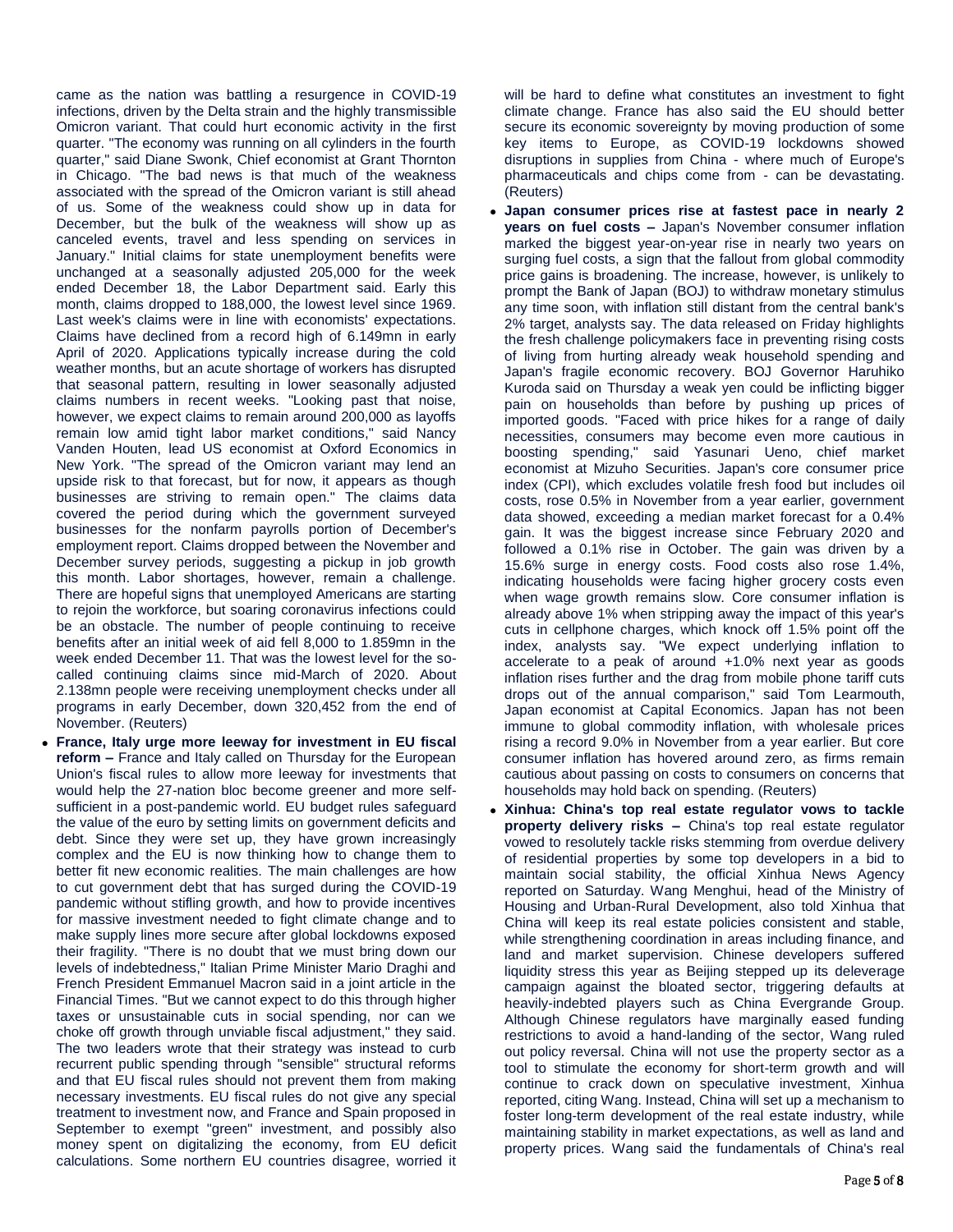came as the nation was battling a resurgence in COVID-19 infections, driven by the Delta strain and the highly transmissible Omicron variant. That could hurt economic activity in the first quarter. "The economy was running on all cylinders in the fourth quarter," said Diane Swonk, Chief economist at Grant Thornton in Chicago. "The bad news is that much of the weakness associated with the spread of the Omicron variant is still ahead of us. Some of the weakness could show up in data for December, but the bulk of the weakness will show up as canceled events, travel and less spending on services in January." Initial claims for state unemployment benefits were unchanged at a seasonally adjusted 205,000 for the week ended December 18, the Labor Department said. Early this month, claims dropped to 188,000, the lowest level since 1969. Last week's claims were in line with economists' expectations. Claims have declined from a record high of 6.149mn in early April of 2020. Applications typically increase during the cold weather months, but an acute shortage of workers has disrupted that seasonal pattern, resulting in lower seasonally adjusted claims numbers in recent weeks. "Looking past that noise, however, we expect claims to remain around 200,000 as layoffs remain low amid tight labor market conditions," said Nancy Vanden Houten, lead US economist at Oxford Economics in New York. "The spread of the Omicron variant may lend an upside risk to that forecast, but for now, it appears as though businesses are striving to remain open." The claims data covered the period during which the government surveyed businesses for the nonfarm payrolls portion of December's employment report. Claims dropped between the November and December survey periods, suggesting a pickup in job growth this month. Labor shortages, however, remain a challenge. There are hopeful signs that unemployed Americans are starting to rejoin the workforce, but soaring coronavirus infections could be an obstacle. The number of people continuing to receive benefits after an initial week of aid fell 8,000 to 1.859mn in the week ended December 11. That was the lowest level for the so-called continuing claims since mid-March of 2020. About 2.138mn people were receiving unemployment checks under all programs in early December, down 320,452 from the end of November. (Reuters)

- **France, Italy urge more leeway for investment in EU fiscal reform –** France and Italy called on Thursday for the European Union's fiscal rules to allow more leeway for investments that would help the 27-nation bloc become greener and more self-sufficient in a post-pandemic world. EU budget rules safeguard the value of the euro by setting limits on government deficits and debt. Since they were set up, they have grown increasingly complex and the EU is now thinking how to change them to better fit new economic realities. The main challenges are how to cut government debt that has surged during the COVID-19 pandemic without stifling growth, and how to provide incentives for massive investment needed to fight climate change and to make supply lines more secure after global lockdowns exposed their fragility. "There is no doubt that we must bring down our levels of indebtedness," Italian Prime Minister Mario Draghi and French President Emmanuel Macron said in a joint article in the Financial Times. "But we cannot expect to do this through higher taxes or unsustainable cuts in social spending, nor can we choke off growth through unviable fiscal adjustment," they said. The two leaders wrote that their strategy was instead to curb recurrent public spending through "sensible" structural reforms and that EU fiscal rules should not prevent them from making necessary investments. EU fiscal rules do not give any special treatment to investment now, and France and Spain proposed in September to exempt "green" investment, and possibly also money spent on digitalizing the economy, from EU deficit calculations. Some northern EU countries disagree, worried it will be hard to define what constitutes an investment to fight climate change. France has also said the EU should better secure its economic sovereignty by moving production of some key items to Europe, as COVID-19 lockdowns showed disruptions in supplies from China - where much of Europe's pharmaceuticals and chips come from - can be devastating. (Reuters)
- **Japan consumer prices rise at fastest pace in nearly 2 years on fuel costs –** Japan's November consumer inflation marked the biggest year-on-year rise in nearly two years on surging fuel costs, a sign that the fallout from global commodity price gains is broadening. The increase, however, is unlikely to prompt the Bank of Japan (BOJ) to withdraw monetary stimulus any time soon, with inflation still distant from the central bank's 2% target, analysts say. The data released on Friday highlights the fresh challenge policymakers face in preventing rising costs of living from hurting already weak household spending and Japan's fragile economic recovery. BOJ Governor Haruhiko Kuroda said on Thursday a weak yen could be inflicting bigger pain on households than before by pushing up prices of imported goods. "Faced with price hikes for a range of daily necessities, consumers may become even more cautious in boosting spending," said Yasunari Ueno, chief market economist at Mizuho Securities. Japan's core consumer price index (CPI), which excludes volatile fresh food but includes oil costs, rose 0.5% in November from a year earlier, government data showed, exceeding a median market forecast for a 0.4% gain. It was the biggest increase since February 2020 and followed a 0.1% rise in October. The gain was driven by a 15.6% surge in energy costs. Food costs also rose 1.4%, indicating households were facing higher grocery costs even when wage growth remains slow. Core consumer inflation is already above 1% when stripping away the impact of this year's cuts in cellphone charges, which knock off 1.5% point off the index, analysts say. "We expect underlying inflation to accelerate to a peak of around +1.0% next year as goods inflation rises further and the drag from mobile phone tariff cuts drops out of the annual comparison," said Tom Learmouth, Japan economist at Capital Economics. Japan has not been immune to global commodity inflation, with wholesale prices rising a record 9.0% in November from a year earlier. But core consumer inflation has hovered around zero, as firms remain cautious about passing on costs to consumers on concerns that households may hold back on spending. (Reuters)
- **Xinhua: China's top real estate regulator vows to tackle property delivery risks –** China's top real estate regulator vowed to resolutely tackle risks stemming from overdue delivery of residential properties by some top developers in a bid to maintain social stability, the official Xinhua News Agency reported on Saturday. Wang Menghui, head of the Ministry of Housing and Urban-Rural Development, also told Xinhua that China will keep its real estate policies consistent and stable, while strengthening coordination in areas including finance, and land and market supervision. Chinese developers suffered liquidity stress this year as Beijing stepped up its deleverage campaign against the bloated sector, triggering defaults at heavily-indebted players such as China Evergrande Group. Although Chinese regulators have marginally eased funding restrictions to avoid a hand-landing of the sector, Wang ruled out policy reversal. China will not use the property sector as a tool to stimulate the economy for short-term growth and will continue to crack down on speculative investment, Xinhua reported, citing Wang. Instead, China will set up a mechanism to foster long-term development of the real estate industry, while maintaining stability in market expectations, as well as land and property prices. Wang said the fundamentals of China's real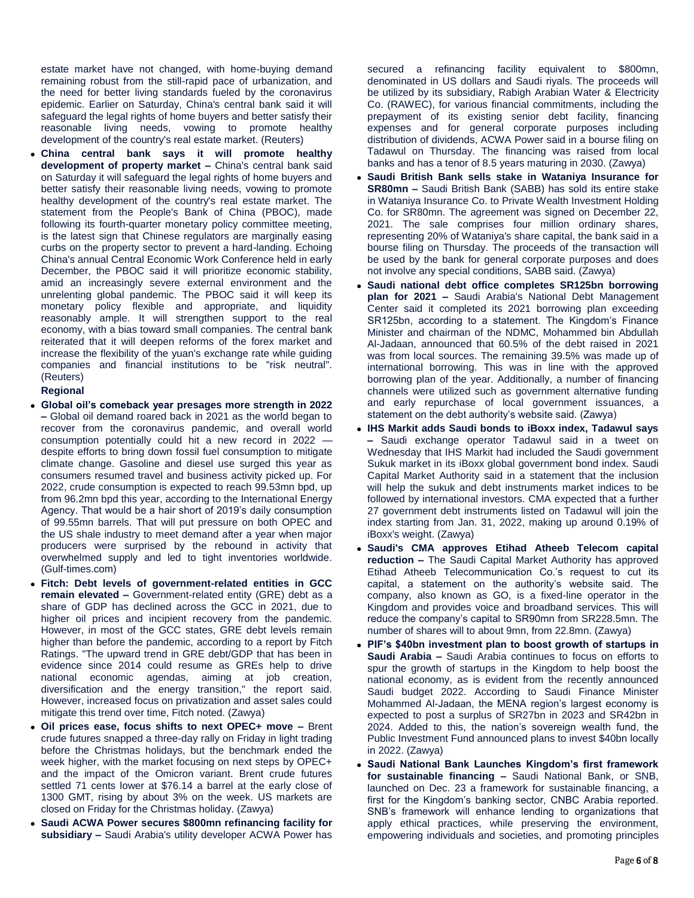estate market have not changed, with home-buying demand remaining robust from the still-rapid pace of urbanization, and the need for better living standards fueled by the coronavirus epidemic. Earlier on Saturday, China's central bank said it will safeguard the legal rights of home buyers and better satisfy their reasonable living needs, vowing to promote healthy development of the country's real estate market. (Reuters)

- **China central bank says it will promote healthy development of property market –** China's central bank said on Saturday it will safeguard the legal rights of home buyers and better satisfy their reasonable living needs, vowing to promote healthy development of the country's real estate market. The statement from the People's Bank of China (PBOC), made following its fourth-quarter monetary policy committee meeting, is the latest sign that Chinese regulators are marginally easing curbs on the property sector to prevent a hard-landing. Echoing China's annual Central Economic Work Conference held in early December, the PBOC said it will prioritize economic stability, amid an increasingly severe external environment and the unrelenting global pandemic. The PBOC said it will keep its monetary policy flexible and appropriate, and liquidity reasonably ample. It will strengthen support to the real economy, with a bias toward small companies. The central bank reiterated that it will deepen reforms of the forex market and increase the flexibility of the yuan's exchange rate while guiding companies and financial institutions to be "risk neutral". (Reuters)

**Regional**

- **Global oil's comeback year presages more strength in 2022 –** Global oil demand roared back in 2021 as the world began to recover from the coronavirus pandemic, and overall world consumption potentially could hit a new record in 2022 — despite efforts to bring down fossil fuel consumption to mitigate climate change. Gasoline and diesel use surged this year as consumers resumed travel and business activity picked up. For 2022, crude consumption is expected to reach 99.53mn bpd, up from 96.2mn bpd this year, according to the International Energy Agency. That would be a hair short of 2019's daily consumption of 99.55mn barrels. That will put pressure on both OPEC and the US shale industry to meet demand after a year when major producers were surprised by the rebound in activity that overwhelmed supply and led to tight inventories worldwide. (Gulf-times.com)
- **Fitch: Debt levels of government-related entities in GCC remain elevated –** Government-related entity (GRE) debt as a share of GDP has declined across the GCC in 2021, due to higher oil prices and incipient recovery from the pandemic. However, in most of the GCC states, GRE debt levels remain higher than before the pandemic, according to a report by Fitch Ratings. "The upward trend in GRE debt/GDP that has been in evidence since 2014 could resume as GREs help to drive national economic agendas, aiming at job creation, diversification and the energy transition," the report said. However, increased focus on privatization and asset sales could mitigate this trend over time, Fitch noted. (Zawya)
- **Oil prices ease, focus shifts to next OPEC+ move –** Brent crude futures snapped a three-day rally on Friday in light trading before the Christmas holidays, but the benchmark ended the week higher, with the market focusing on next steps by OPEC+ and the impact of the Omicron variant. Brent crude futures settled 71 cents lower at $76.14 a barrel at the early close of 1300 GMT, rising by about 3% on the week. US markets are closed on Friday for the Christmas holiday. (Zawya)
- **Saudi ACWA Power secures $800mn refinancing facility for subsidiary –** Saudi Arabia's utility developer ACWA Power has secured a refinancing facility equivalent to $800mn, denominated in US dollars and Saudi riyals. The proceeds will be utilized by its subsidiary, Rabigh Arabian Water & Electricity Co. (RAWEC), for various financial commitments, including the prepayment of its existing senior debt facility, financing expenses and for general corporate purposes including distribution of dividends, ACWA Power said in a bourse filing on Tadawul on Thursday. The financing was raised from local banks and has a tenor of 8.5 years maturing in 2030. (Zawya)
- **Saudi British Bank sells stake in Wataniya Insurance for SR80mn –** Saudi British Bank (SABB) has sold its entire stake in Wataniya Insurance Co. to Private Wealth Investment Holding Co. for SR80mn. The agreement was signed on December 22, 2021. The sale comprises four million ordinary shares, representing 20% of Wataniya's share capital, the bank said in a bourse filing on Thursday. The proceeds of the transaction will be used by the bank for general corporate purposes and does not involve any special conditions, SABB said. (Zawya)
- **Saudi national debt office completes SR125bn borrowing plan for 2021 –** Saudi Arabia's National Debt Management Center said it completed its 2021 borrowing plan exceeding SR125bn, according to a statement. The Kingdom's Finance Minister and chairman of the NDMC, Mohammed bin Abdullah Al-Jadaan, announced that 60.5% of the debt raised in 2021 was from local sources. The remaining 39.5% was made up of international borrowing. This was in line with the approved borrowing plan of the year. Additionally, a number of financing channels were utilized such as government alternative funding and early repurchase of local government issuances, a statement on the debt authority's website said. (Zawya)
- **IHS Markit adds Saudi bonds to iBoxx index, Tadawul says –** Saudi exchange operator Tadawul said in a tweet on Wednesday that IHS Markit had included the Saudi government Sukuk market in its iBoxx global government bond index. Saudi Capital Market Authority said in a statement that the inclusion will help the sukuk and debt instruments market indices to be followed by international investors. CMA expected that a further 27 government debt instruments listed on Tadawul will join the index starting from Jan. 31, 2022, making up around 0.19% of iBoxx's weight. (Zawya)
- **Saudi's CMA approves Etihad Atheeb Telecom capital reduction –** The Saudi Capital Market Authority has approved Etihad Atheeb Telecommunication Co.'s request to cut its capital, a statement on the authority's website said. The company, also known as GO, is a fixed-line operator in the Kingdom and provides voice and broadband services. This will reduce the company's capital to SR90mn from SR228.5mn. The number of shares will to about 9mn, from 22.8mn. (Zawya)
- **PIF's $40bn investment plan to boost growth of startups in Saudi Arabia –** Saudi Arabia continues to focus on efforts to spur the growth of startups in the Kingdom to help boost the national economy, as is evident from the recently announced Saudi budget 2022. According to Saudi Finance Minister Mohammed Al-Jadaan, the MENA region's largest economy is expected to post a surplus of SR27bn in 2023 and SR42bn in 2024. Added to this, the nation's sovereign wealth fund, the Public Investment Fund announced plans to invest $40bn locally in 2022. (Zawya)
- **Saudi National Bank Launches Kingdom's first framework for sustainable financing –** Saudi National Bank, or SNB, launched on Dec. 23 a framework for sustainable financing, a first for the Kingdom's banking sector, CNBC Arabia reported. SNB's framework will enhance lending to organizations that apply ethical practices, while preserving the environment, empowering individuals and societies, and promoting principles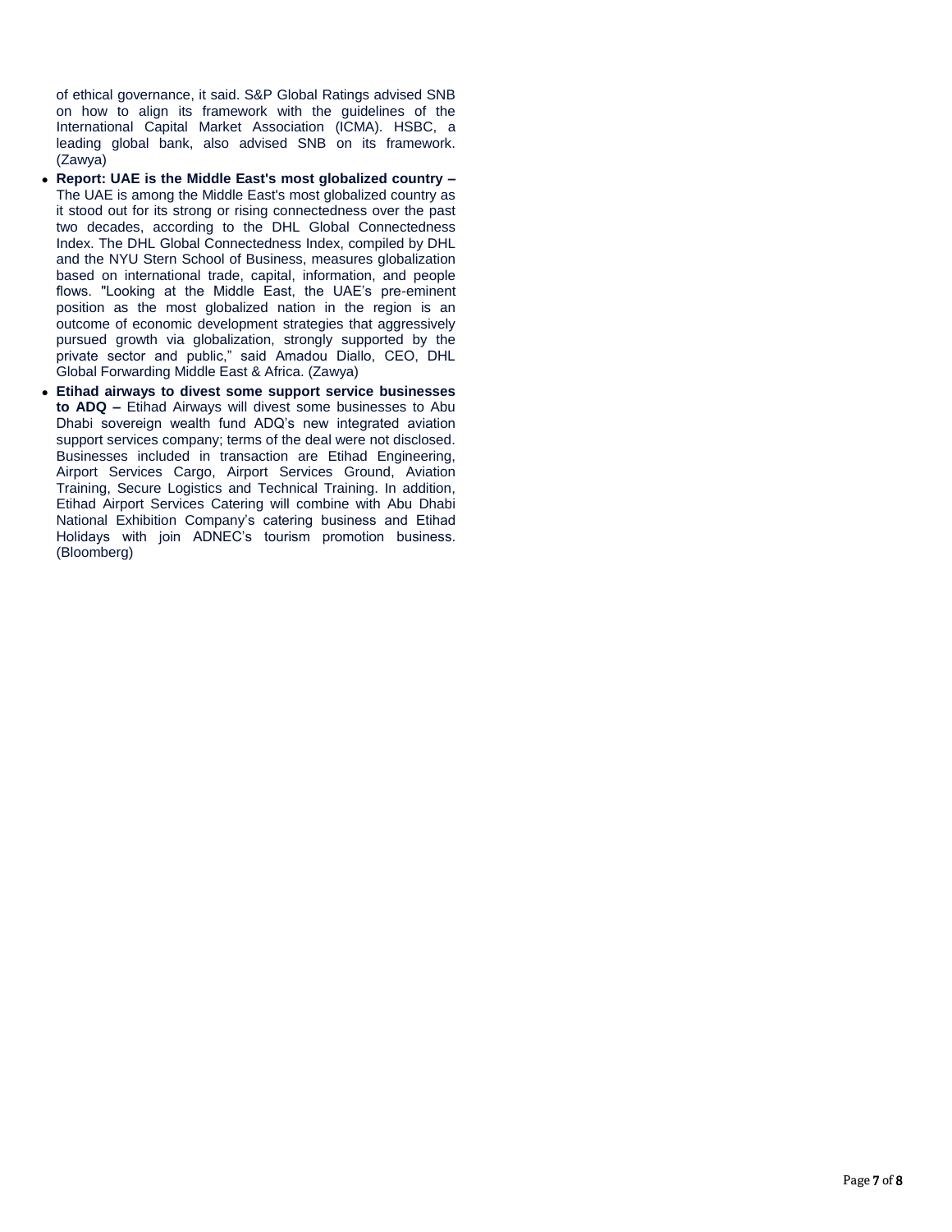of ethical governance, it said. S&P Global Ratings advised SNB on how to align its framework with the guidelines of the International Capital Market Association (ICMA). HSBC, a leading global bank, also advised SNB on its framework. (Zawya)

- **Report: UAE is the Middle East's most globalized country –** The UAE is among the Middle East's most globalized country as it stood out for its strong or rising connectedness over the past two decades, according to the DHL Global Connectedness Index. The DHL Global Connectedness Index, compiled by DHL and the NYU Stern School of Business, measures globalization based on international trade, capital, information, and people flows. "Looking at the Middle East, the UAE's pre-eminent position as the most globalized nation in the region is an outcome of economic development strategies that aggressively pursued growth via globalization, strongly supported by the private sector and public," said Amadou Diallo, CEO, DHL Global Forwarding Middle East & Africa. (Zawya)
- **Etihad airways to divest some support service businesses to ADQ –** Etihad Airways will divest some businesses to Abu Dhabi sovereign wealth fund ADQ's new integrated aviation support services company; terms of the deal were not disclosed. Businesses included in transaction are Etihad Engineering, Airport Services Cargo, Airport Services Ground, Aviation Training, Secure Logistics and Technical Training. In addition, Etihad Airport Services Catering will combine with Abu Dhabi National Exhibition Company's catering business and Etihad Holidays with join ADNEC's tourism promotion business. (Bloomberg)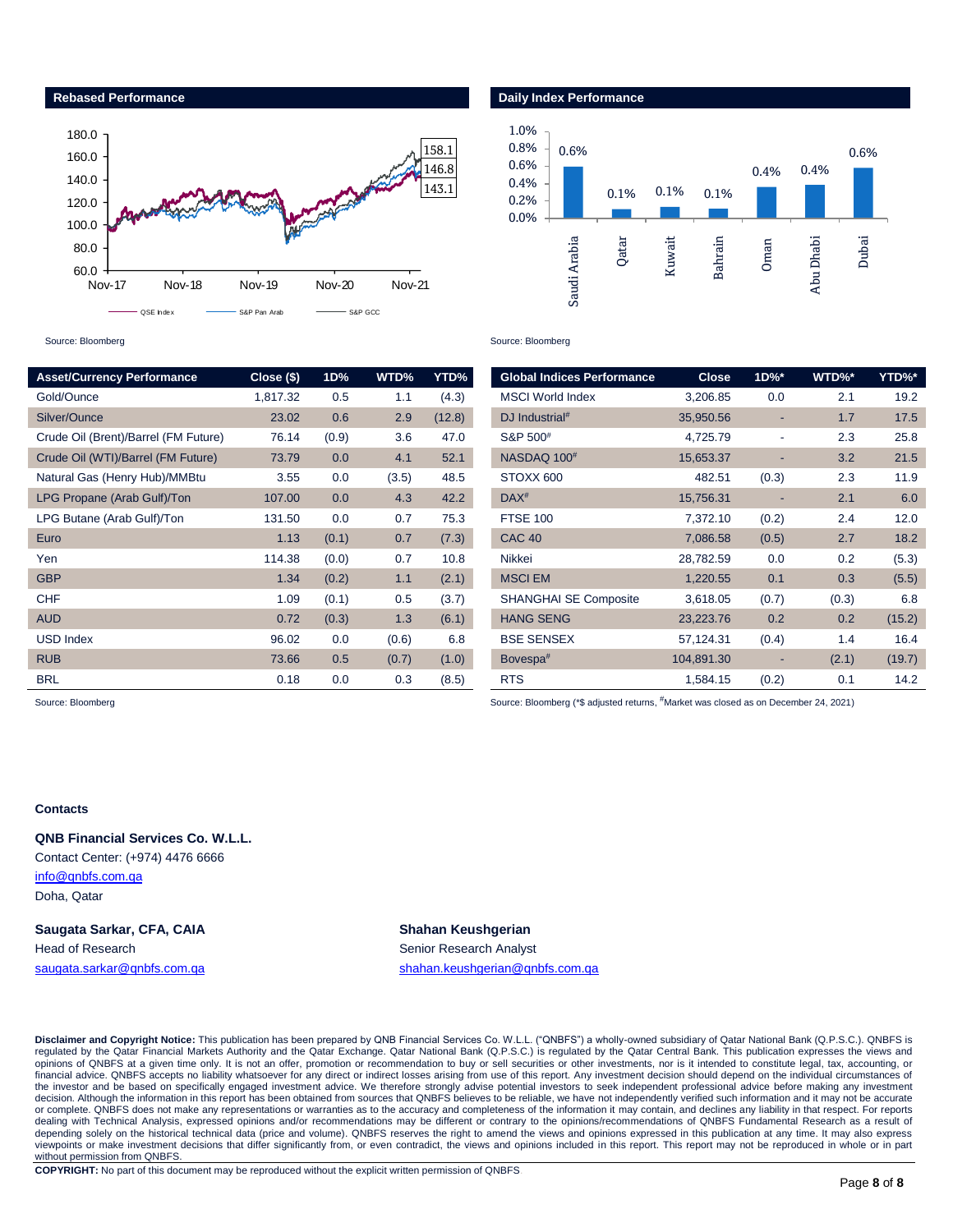**Rebased Performance**

180.0
160.0
140.0
120.0
100.0
80.0
60.0

Nov-17 Nov-18 Nov-19 Nov-20 Nov-21

158.1
146.8
143.1

QSE Index S&P Pan Arab S&P GCC

Source: Bloomberg

**Daily Index Performance**

1.0%
0.8%
0.6%
0.4%
0.2%
0.0%

0.6% 0.1% 0.1% 0.1% 0.4% 0.4% 0.6%

Saudi Arabia Qatar Kuwait Bahrain Oman Abu Dhabi Dubai

Source: Bloomberg

| Asset/Currency Performance | Close ($) | 1D% | WTD% | YTD% |
|---|---|---|---|---|
| Gold/Ounce | 1,817.32 | 0.5 | 1.1 | (4.3) |
| Silver/Ounce | 23.02 | 0.6 | 2.9 | (12.8) |
| Crude Oil (Brent)/Barrel (FM Future) | 76.14 | (0.9) | 3.6 | 47.0 |
| Crude Oil (WTI)/Barrel (FM Future) | 73.79 | 0.0 | 4.1 | 52.1 |
| Natural Gas (Henry Hub)/MMBtu | 3.55 | 0.0 | (3.5) | 48.5 |
| LPG Propane (Arab Gulf)/Ton | 107.00 | 0.0 | 4.3 | 42.2 |
| LPG Butane (Arab Gulf)/Ton | 131.50 | 0.0 | 0.7 | 75.3 |
| Euro | 1.13 | (0.1) | 0.7 | (7.3) |
| Yen | 114.38 | (0.0) | 0.7 | 10.8 |
| GBP | 1.34 | (0.2) | 1.1 | (2.1) |
| CHF | 1.09 | (0.1) | 0.5 | (3.7) |
| AUD | 0.72 | (0.3) | 1.3 | (6.1) |
| USD Index | 96.02 | 0.0 | (0.6) | 6.8 |
| RUB | 73.66 | 0.5 | (0.7) | (1.0) |
| BRL | 0.18 | 0.0 | 0.3 | (8.5) |

Source: Bloomberg

| Global Indices Performance | Close | 1D%* | WTD%* | YTD%* |
|---|---|---|---|---|
| MSCI World Index | 3,206.85 | 0.0 | 2.1 | 19.2 |
| DJ Industrial# | 35,950.56 | - | 1.7 | 17.5 |
| S&P 500# | 4,725.79 | - | 2.3 | 25.8 |
| NASDAQ 100# | 15,653.37 | - | 3.2 | 21.5 |
| STOXX 600 | 482.51 | (0.3) | 2.3 | 11.9 |
| DAX# | 15,756.31 | - | 2.1 | 6.0 |
| FTSE 100 | 7,372.10 | (0.2) | 2.4 | 12.0 |
| CAC 40 | 7,086.58 | (0.5) | 2.7 | 18.2 |
| Nikkei | 28,782.59 | 0.0 | 0.2 | (5.3) |
| MSCI EM | 1,220.55 | 0.1 | 0.3 | (5.5) |
| SHANGHAI SE Composite | 3,618.05 | (0.7) | (0.3) | 6.8 |
| HANG SENG | 23,223.76 | 0.2 | 0.2 | (15.2) |
| BSE SENSEX | 57,124.31 | (0.4) | 1.4 | 16.4 |
| Bovespa# | 104,891.30 | - | (2.1) | (19.7) |
| RTS | 1,584.15 | (0.2) | 0.1 | 14.2 |

Source: Bloomberg (*$ adjusted returns, #Market was closed as on December 24, 2021)

**Contacts**

**QNB Financial Services Co. W.L.L.**
Contact Center: (+974) 4476 6666
info@qnbfs.com.qa
Doha, Qatar

**Saugata Sarkar, CFA, CAIA**
Head of Research
saugata.sarkar@qnbfs.com.qa

**Shahan Keushgerian**
Senior Research Analyst
shahan.keushgerian@qnbfs.com.qa

**Disclaimer and Copyright Notice:** This publication has been prepared by QNB Financial Services Co. W.L.L. ("QNBFS") a wholly-owned subsidiary of Qatar National Bank (Q.P.S.C.). QNBFS is regulated by the Qatar Financial Markets Authority and the Qatar Exchange. Qatar National Bank (Q.P.S.C.) is regulated by the Qatar Central Bank. This publication expresses the views and opinions of QNBFS at a given time only. It is not an offer, promotion or recommendation to buy or sell securities or other investments, nor is it intended to constitute legal, tax, accounting, or financial advice. QNBFS accepts no liability whatsoever for any direct or indirect losses arising from use of this report. Any investment decision should depend on the individual circumstances of the investor and be based on specifically engaged investment advice. We therefore strongly advise potential investors to seek independent professional advice before making any investment decision. Although the information in this report has been obtained from sources that QNBFS believes to be reliable, we have not independently verified such information and it may not be accurate or complete. QNBFS does not make any representations or warranties as to the accuracy and completeness of the information it may contain, and declines any liability in that respect. For reports dealing with Technical Analysis, expressed opinions and/or recommendations may be different or contrary to the opinions/recommendations of QNBFS Fundamental Research as a result of depending solely on the historical technical data (price and volume). QNBFS reserves the right to amend the views and opinions expressed in this publication at any time. It may also express viewpoints or make investment decisions that differ significantly from, or even contradict, the views and opinions included in this report. This report may not be reproduced in whole or in part without permission from QNBFS.

**COPYRIGHT:** No part of this document may be reproduced without the explicit written permission of QNBFS